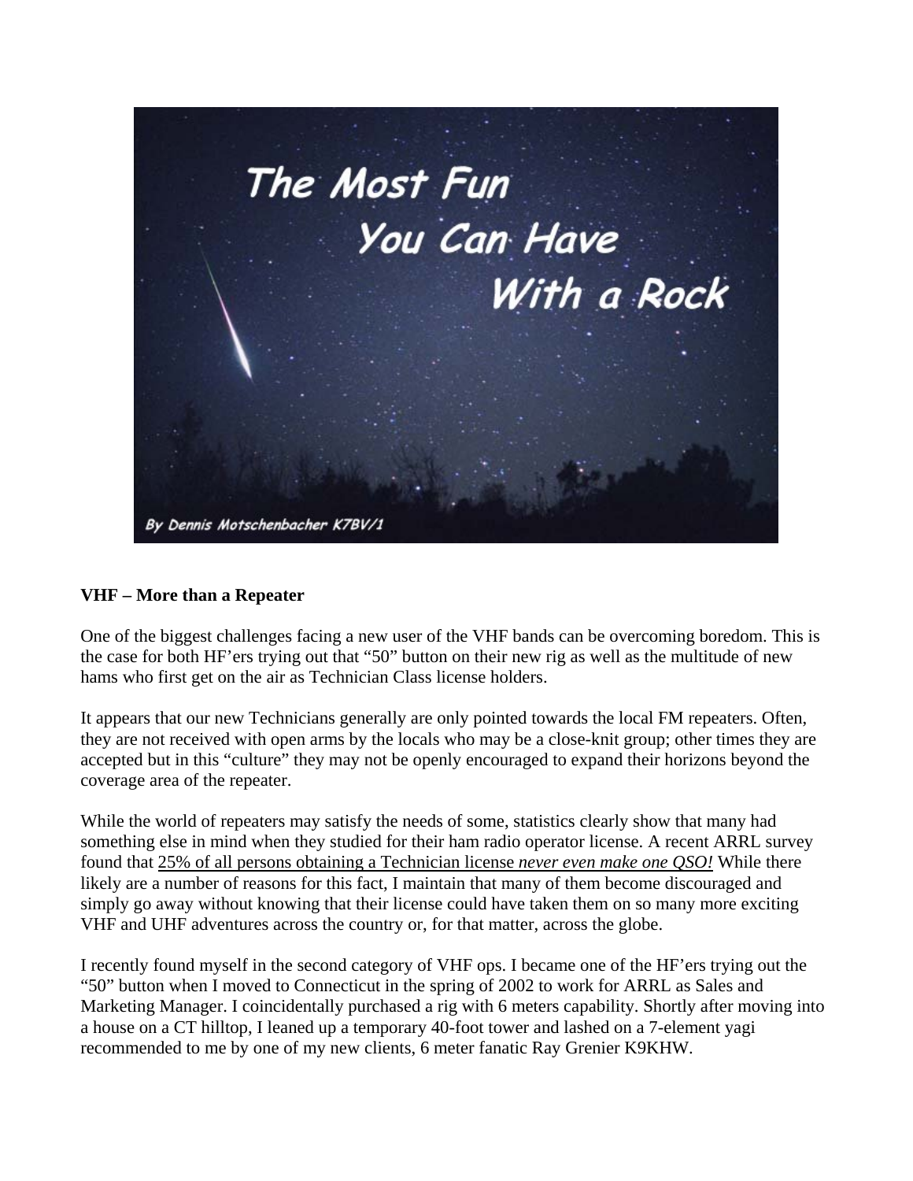# The Most Fun You Can Have With a Rock

By Dennis Motschenbacher K7BV/1

## VHF – More than a Repeater

One of the biggest challenges facing a new user of the VHF bands can be overcoming boredom. This is the case for both HF'ers trying out that "50" button on their new rig as well as the multitude of new hams who first get on the air as Technician Class license holders.

It appears that our new Technicians generally are only pointed towards the local FM repeaters. Often, they are not received with open arms by the locals who may be a close-knit group; other times they are accepted but in this "culture" they may not be openly encouraged to expand their horizons beyond the coverage area of the repeater.

While the world of repeaters may satisfy the needs of some, statistics clearly show that many had something else in mind when they studied for their ham radio operator license. A recent ARRL survey found that <u>25% of all persons obtaining a Technician license *never even make one QSO!*</u> While there likely are a number of reasons for this fact, I maintain that many of them become discouraged and simply go away without knowing that their license could have taken them on so many more exciting VHF and UHF adventures across the country or, for that matter, across the globe.

I recently found myself in the second category of VHF ops. I became one of the HF'ers trying out the "50" button when I moved to Connecticut in the spring of 2002 to work for ARRL as Sales and Marketing Manager. I coincidentally purchased a rig with 6 meters capability. Shortly after moving into a house on a CT hilltop, I leaned up a temporary 40-foot tower and lashed on a 7-element yagi recommended to me by one of my new clients, 6 meter fanatic Ray Grenier K9KHW.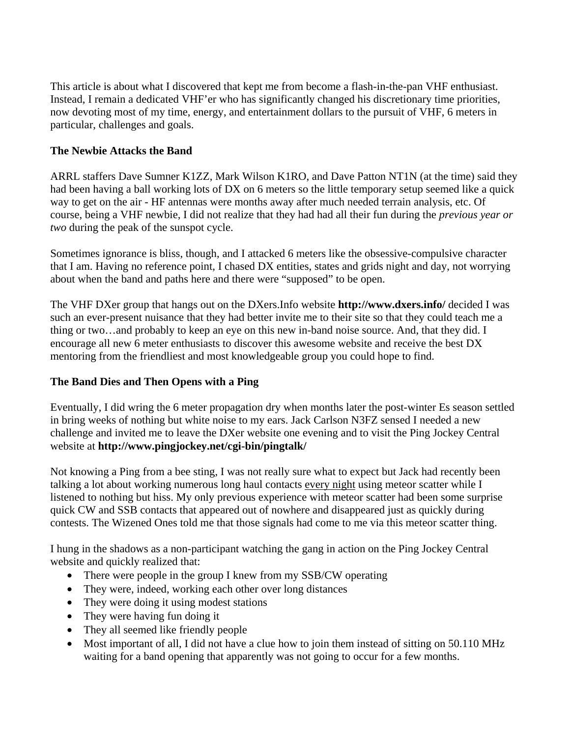This article is about what I discovered that kept me from become a flash-in-the-pan VHF enthusiast. Instead, I remain a dedicated VHF'er who has significantly changed his discretionary time priorities, now devoting most of my time, energy, and entertainment dollars to the pursuit of VHF, 6 meters in particular, challenges and goals.

**The Newbie Attacks the Band**

ARRL staffers Dave Sumner K1ZZ, Mark Wilson K1RO, and Dave Patton NT1N (at the time) said they had been having a ball working lots of DX on 6 meters so the little temporary setup seemed like a quick way to get on the air - HF antennas were months away after much needed terrain analysis, etc. Of course, being a VHF newbie, I did not realize that they had had all their fun during the *previous year or two* during the peak of the sunspot cycle.

Sometimes ignorance is bliss, though, and I attacked 6 meters like the obsessive-compulsive character that I am. Having no reference point, I chased DX entities, states and grids night and day, not worrying about when the band and paths here and there were "supposed" to be open.

The VHF DXer group that hangs out on the DXers.Info website **http://www.dxers.info/** decided I was such an ever-present nuisance that they had better invite me to their site so that they could teach me a thing or two…and probably to keep an eye on this new in-band noise source. And, that they did. I encourage all new 6 meter enthusiasts to discover this awesome website and receive the best DX mentoring from the friendliest and most knowledgeable group you could hope to find.

**The Band Dies and Then Opens with a Ping**

Eventually, I did wring the 6 meter propagation dry when months later the post-winter Es season settled in bring weeks of nothing but white noise to my ears. Jack Carlson N3FZ sensed I needed a new challenge and invited me to leave the DXer website one evening and to visit the Ping Jockey Central website at **http://www.pingjockey.net/cgi-bin/pingtalk/**

Not knowing a Ping from a bee sting, I was not really sure what to expect but Jack had recently been talking a lot about working numerous long haul contacts <u>every night</u> using meteor scatter while I listened to nothing but hiss. My only previous experience with meteor scatter had been some surprise quick CW and SSB contacts that appeared out of nowhere and disappeared just as quickly during contests. The Wizened Ones told me that those signals had come to me via this meteor scatter thing.

I hung in the shadows as a non-participant watching the gang in action on the Ping Jockey Central website and quickly realized that:

- There were people in the group I knew from my SSB/CW operating
- They were, indeed, working each other over long distances
- They were doing it using modest stations
- They were having fun doing it
- They all seemed like friendly people
- Most important of all, I did not have a clue how to join them instead of sitting on 50.110 MHz waiting for a band opening that apparently was not going to occur for a few months.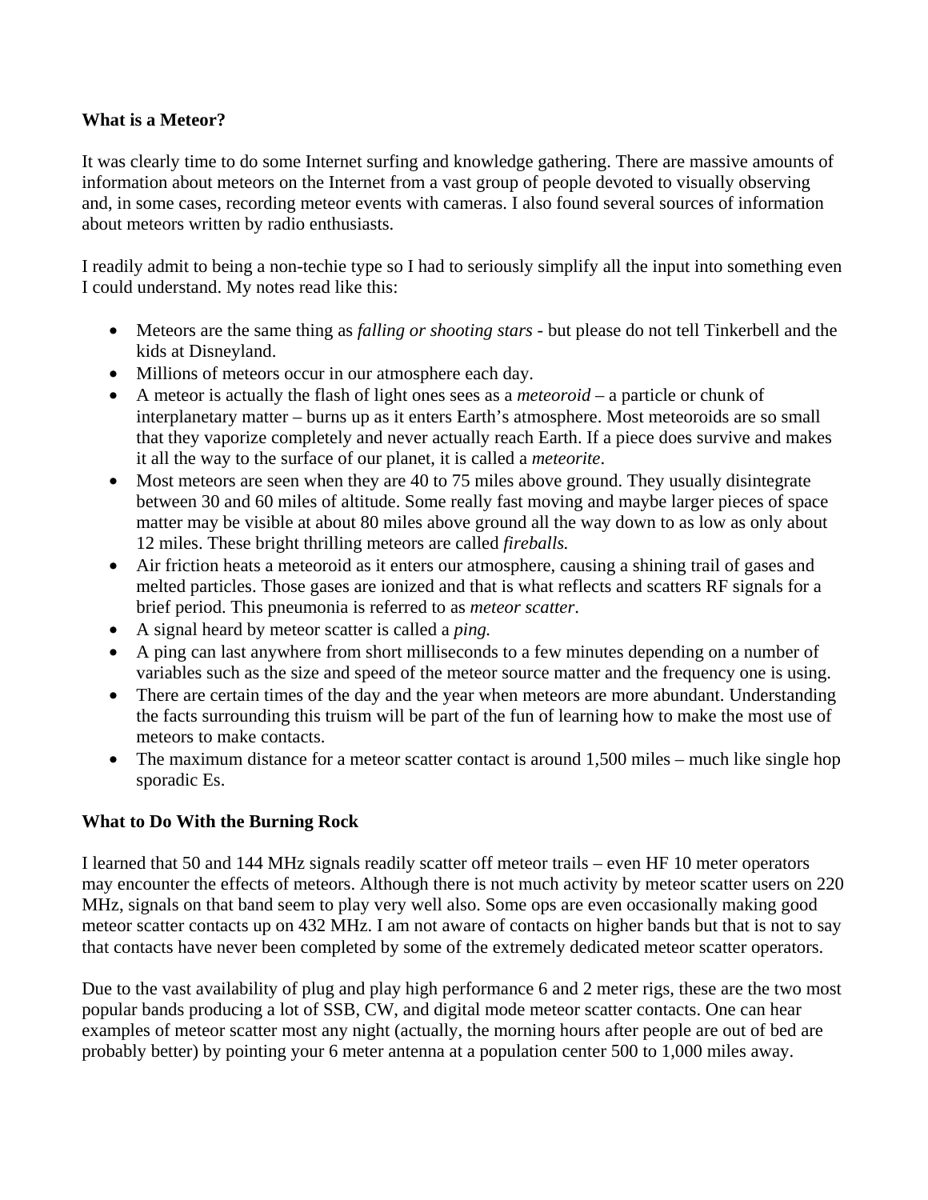**What is a Meteor?**

It was clearly time to do some Internet surfing and knowledge gathering. There are massive amounts of information about meteors on the Internet from a vast group of people devoted to visually observing and, in some cases, recording meteor events with cameras. I also found several sources of information about meteors written by radio enthusiasts.

I readily admit to being a non-techie type so I had to seriously simplify all the input into something even I could understand. My notes read like this:

- Meteors are the same thing as *falling or shooting stars* - but please do not tell Tinkerbell and the kids at Disneyland.
- Millions of meteors occur in our atmosphere each day.
- A meteor is actually the flash of light ones sees as a *meteoroid* – a particle or chunk of interplanetary matter – burns up as it enters Earth's atmosphere. Most meteoroids are so small that they vaporize completely and never actually reach Earth. If a piece does survive and makes it all the way to the surface of our planet, it is called a *meteorite*.
- Most meteors are seen when they are 40 to 75 miles above ground. They usually disintegrate between 30 and 60 miles of altitude. Some really fast moving and maybe larger pieces of space matter may be visible at about 80 miles above ground all the way down to as low as only about 12 miles. These bright thrilling meteors are called *fireballs.*
- Air friction heats a meteoroid as it enters our atmosphere, causing a shining trail of gases and melted particles. Those gases are ionized and that is what reflects and scatters RF signals for a brief period. This pneumonia is referred to as *meteor scatter*.
- A signal heard by meteor scatter is called a *ping.*
- A ping can last anywhere from short milliseconds to a few minutes depending on a number of variables such as the size and speed of the meteor source matter and the frequency one is using.
- There are certain times of the day and the year when meteors are more abundant. Understanding the facts surrounding this truism will be part of the fun of learning how to make the most use of meteors to make contacts.
- The maximum distance for a meteor scatter contact is around 1,500 miles – much like single hop sporadic Es.

**What to Do With the Burning Rock**

I learned that 50 and 144 MHz signals readily scatter off meteor trails – even HF 10 meter operators may encounter the effects of meteors. Although there is not much activity by meteor scatter users on 220 MHz, signals on that band seem to play very well also. Some ops are even occasionally making good meteor scatter contacts up on 432 MHz. I am not aware of contacts on higher bands but that is not to say that contacts have never been completed by some of the extremely dedicated meteor scatter operators.

Due to the vast availability of plug and play high performance 6 and 2 meter rigs, these are the two most popular bands producing a lot of SSB, CW, and digital mode meteor scatter contacts. One can hear examples of meteor scatter most any night (actually, the morning hours after people are out of bed are probably better) by pointing your 6 meter antenna at a population center 500 to 1,000 miles away.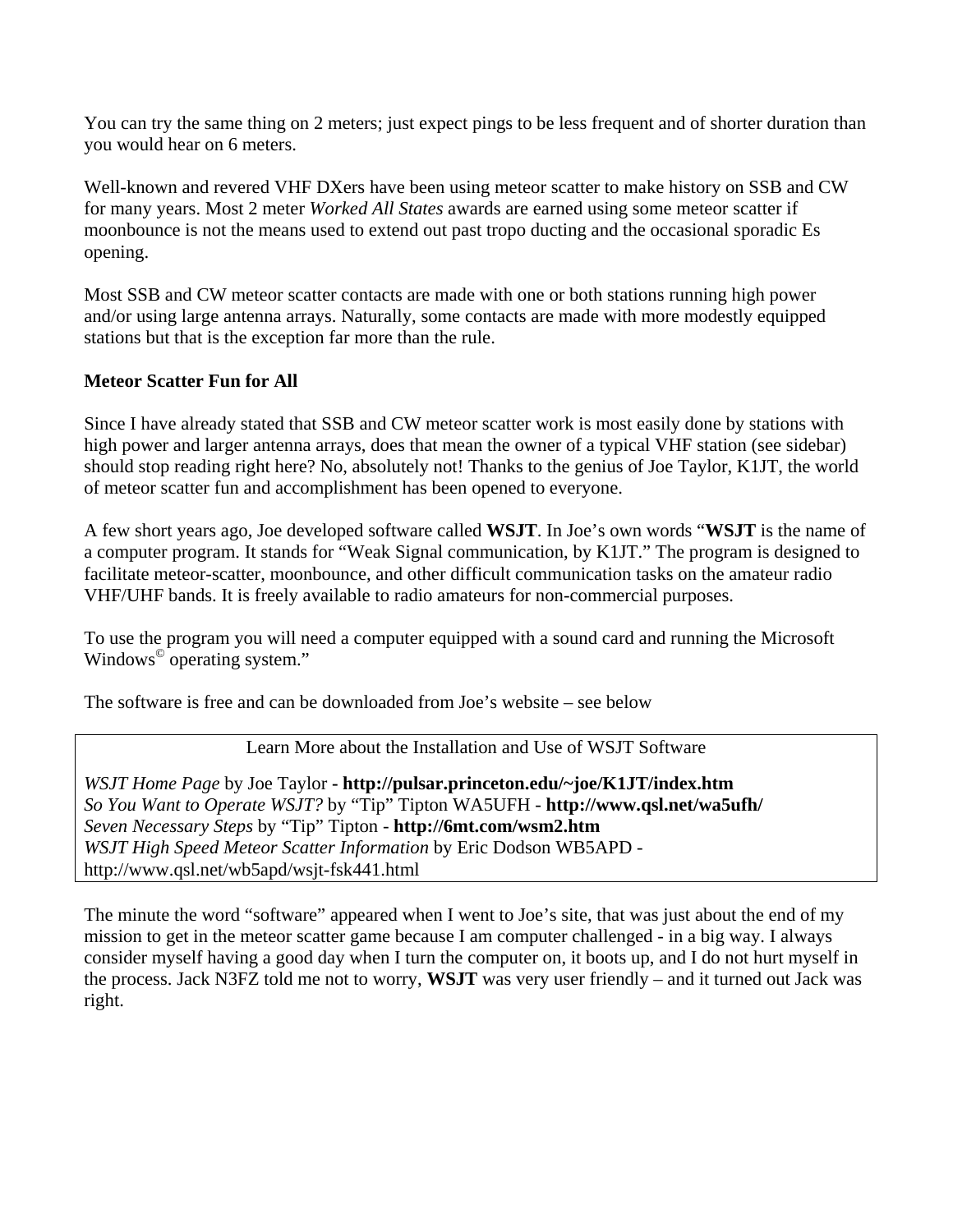You can try the same thing on 2 meters; just expect pings to be less frequent and of shorter duration than you would hear on 6 meters.

Well-known and revered VHF DXers have been using meteor scatter to make history on SSB and CW for many years. Most 2 meter *Worked All States* awards are earned using some meteor scatter if moonbounce is not the means used to extend out past tropo ducting and the occasional sporadic Es opening.

Most SSB and CW meteor scatter contacts are made with one or both stations running high power and/or using large antenna arrays. Naturally, some contacts are made with more modestly equipped stations but that is the exception far more than the rule.

**Meteor Scatter Fun for All**

Since I have already stated that SSB and CW meteor scatter work is most easily done by stations with high power and larger antenna arrays, does that mean the owner of a typical VHF station (see sidebar) should stop reading right here? No, absolutely not! Thanks to the genius of Joe Taylor, K1JT, the world of meteor scatter fun and accomplishment has been opened to everyone.

A few short years ago, Joe developed software called **WSJT**. In Joe's own words "**WSJT** is the name of a computer program. It stands for "Weak Signal communication, by K1JT." The program is designed to facilitate meteor-scatter, moonbounce, and other difficult communication tasks on the amateur radio VHF/UHF bands. It is freely available to radio amateurs for non-commercial purposes.

To use the program you will need a computer equipped with a sound card and running the Microsoft Windows© operating system."

The software is free and can be downloaded from Joe's website – see below

Learn More about the Installation and Use of WSJT Software

*WSJT Home Page* by Joe Taylor **- http://pulsar.princeton.edu/~joe/K1JT/index.htm**
*So You Want to Operate WSJT?* by "Tip" Tipton WA5UFH - **http://www.qsl.net/wa5ufh/**
*Seven Necessary Steps* by "Tip" Tipton - **http://6mt.com/wsm2.htm**
*WSJT High Speed Meteor Scatter Information* by Eric Dodson WB5APD - http://www.qsl.net/wb5apd/wsjt-fsk441.html

The minute the word "software" appeared when I went to Joe's site, that was just about the end of my mission to get in the meteor scatter game because I am computer challenged - in a big way. I always consider myself having a good day when I turn the computer on, it boots up, and I do not hurt myself in the process. Jack N3FZ told me not to worry, **WSJT** was very user friendly – and it turned out Jack was right.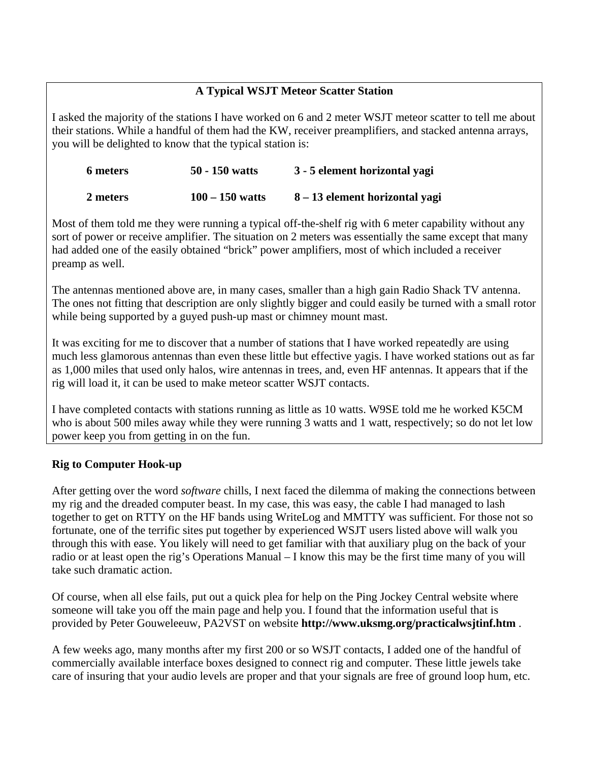### A Typical WSJT Meteor Scatter Station

I asked the majority of the stations I have worked on 6 and 2 meter WSJT meteor scatter to tell me about their stations. While a handful of them had the KW, receiver preamplifiers, and stacked antenna arrays, you will be delighted to know that the typical station is:

| | | |
|---|---|---|
| **6 meters** | **50 - 150 watts** | **3 - 5 element horizontal yagi** |
| **2 meters** | **100 – 150 watts** | **8 – 13 element horizontal yagi** |

Most of them told me they were running a typical off-the-shelf rig with 6 meter capability without any sort of power or receive amplifier. The situation on 2 meters was essentially the same except that many had added one of the easily obtained "brick" power amplifiers, most of which included a receiver preamp as well.

The antennas mentioned above are, in many cases, smaller than a high gain Radio Shack TV antenna. The ones not fitting that description are only slightly bigger and could easily be turned with a small rotor while being supported by a guyed push-up mast or chimney mount mast.

It was exciting for me to discover that a number of stations that I have worked repeatedly are using much less glamorous antennas than even these little but effective yagis. I have worked stations out as far as 1,000 miles that used only halos, wire antennas in trees, and, even HF antennas. It appears that if the rig will load it, it can be used to make meteor scatter WSJT contacts.

I have completed contacts with stations running as little as 10 watts. W9SE told me he worked K5CM who is about 500 miles away while they were running 3 watts and 1 watt, respectively; so do not let low power keep you from getting in on the fun.

### Rig to Computer Hook-up

After getting over the word *software* chills, I next faced the dilemma of making the connections between my rig and the dreaded computer beast. In my case, this was easy, the cable I had managed to lash together to get on RTTY on the HF bands using WriteLog and MMTTY was sufficient. For those not so fortunate, one of the terrific sites put together by experienced WSJT users listed above will walk you through this with ease. You likely will need to get familiar with that auxiliary plug on the back of your radio or at least open the rig's Operations Manual – I know this may be the first time many of you will take such dramatic action.

Of course, when all else fails, put out a quick plea for help on the Ping Jockey Central website where someone will take you off the main page and help you. I found that the information useful that is provided by Peter Gouweleeuw, PA2VST on website **http://www.uksmg.org/practicalwsjtinf.htm** .

A few weeks ago, many months after my first 200 or so WSJT contacts, I added one of the handful of commercially available interface boxes designed to connect rig and computer. These little jewels take care of insuring that your audio levels are proper and that your signals are free of ground loop hum, etc.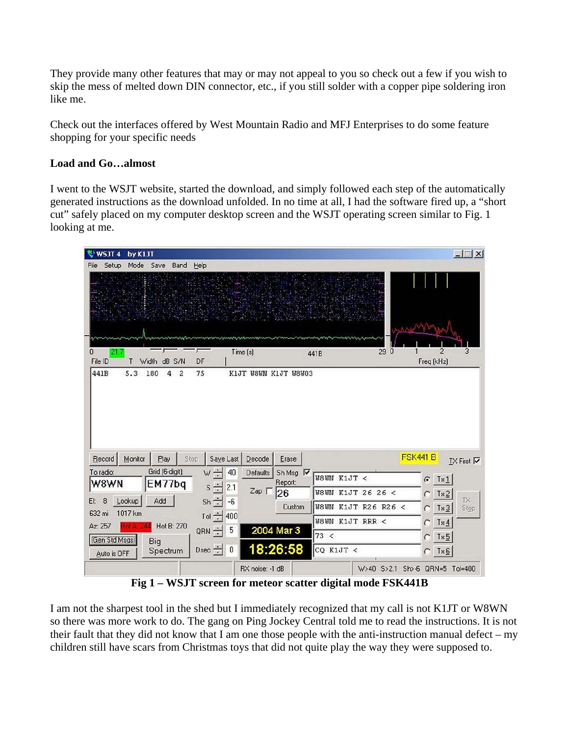They provide many other features that may or may not appeal to you so check out a few if you wish to skip the mess of melted down DIN connector, etc., if you still solder with a copper pipe soldering iron like me.

Check out the interfaces offered by West Mountain Radio and MFJ Enterprises to do some feature shopping for your specific needs

**Load and Go…almost**

I went to the WSJT website, started the download, and simply followed each step of the automatically generated instructions as the download unfolded. In no time at all, I had the software fired up, a "short cut" safely placed on my computer desktop screen and the WSJT operating screen similar to Fig. 1 looking at me.

**Fig 1 – WSJT screen for meteor scatter digital mode FSK441B**

I am not the sharpest tool in the shed but I immediately recognized that my call is not K1JT or W8WN so there was more work to do. The gang on Ping Jockey Central told me to read the instructions. It is not their fault that they did not know that I am one those people with the anti-instruction manual defect – my children still have scars from Christmas toys that did not quite play the way they were supposed to.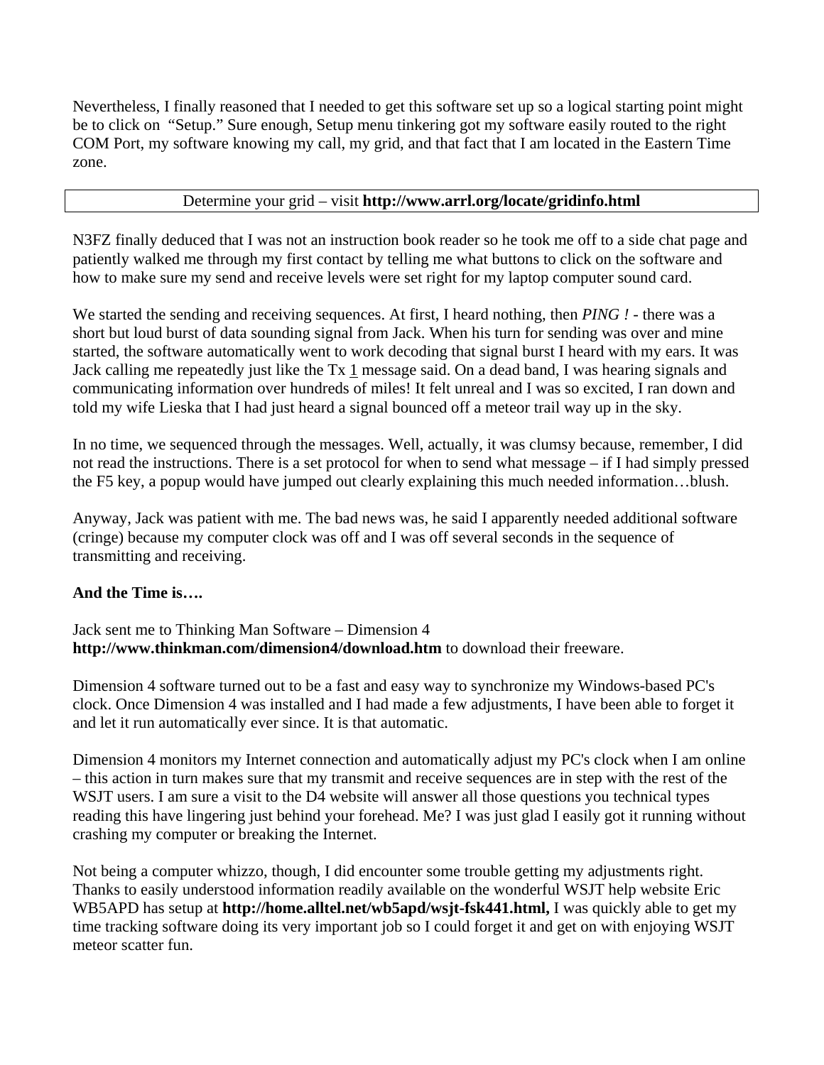Nevertheless, I finally reasoned that I needed to get this software set up so a logical starting point might be to click on "Setup." Sure enough, Setup menu tinkering got my software easily routed to the right COM Port, my software knowing my call, my grid, and that fact that I am located in the Eastern Time zone.

| Determine your grid – visit **http://www.arrl.org/locate/gridinfo.html** |
|---|

N3FZ finally deduced that I was not an instruction book reader so he took me off to a side chat page and patiently walked me through my first contact by telling me what buttons to click on the software and how to make sure my send and receive levels were set right for my laptop computer sound card.

We started the sending and receiving sequences. At first, I heard nothing, then *PING !* - there was a short but loud burst of data sounding signal from Jack. When his turn for sending was over and mine started, the software automatically went to work decoding that signal burst I heard with my ears. It was Jack calling me repeatedly just like the Tx 1 message said. On a dead band, I was hearing signals and communicating information over hundreds of miles! It felt unreal and I was so excited, I ran down and told my wife Lieska that I had just heard a signal bounced off a meteor trail way up in the sky.

In no time, we sequenced through the messages. Well, actually, it was clumsy because, remember, I did not read the instructions. There is a set protocol for when to send what message – if I had simply pressed the F5 key, a popup would have jumped out clearly explaining this much needed information…blush.

Anyway, Jack was patient with me. The bad news was, he said I apparently needed additional software (cringe) because my computer clock was off and I was off several seconds in the sequence of transmitting and receiving.

**And the Time is….**

Jack sent me to Thinking Man Software – Dimension 4
**http://www.thinkman.com/dimension4/download.htm** to download their freeware.

Dimension 4 software turned out to be a fast and easy way to synchronize my Windows-based PC's clock. Once Dimension 4 was installed and I had made a few adjustments, I have been able to forget it and let it run automatically ever since. It is that automatic.

Dimension 4 monitors my Internet connection and automatically adjust my PC's clock when I am online – this action in turn makes sure that my transmit and receive sequences are in step with the rest of the WSJT users. I am sure a visit to the D4 website will answer all those questions you technical types reading this have lingering just behind your forehead. Me? I was just glad I easily got it running without crashing my computer or breaking the Internet.

Not being a computer whizzo, though, I did encounter some trouble getting my adjustments right. Thanks to easily understood information readily available on the wonderful WSJT help website Eric WB5APD has setup at **http://home.alltel.net/wb5apd/wsjt-fsk441.html,** I was quickly able to get my time tracking software doing its very important job so I could forget it and get on with enjoying WSJT meteor scatter fun.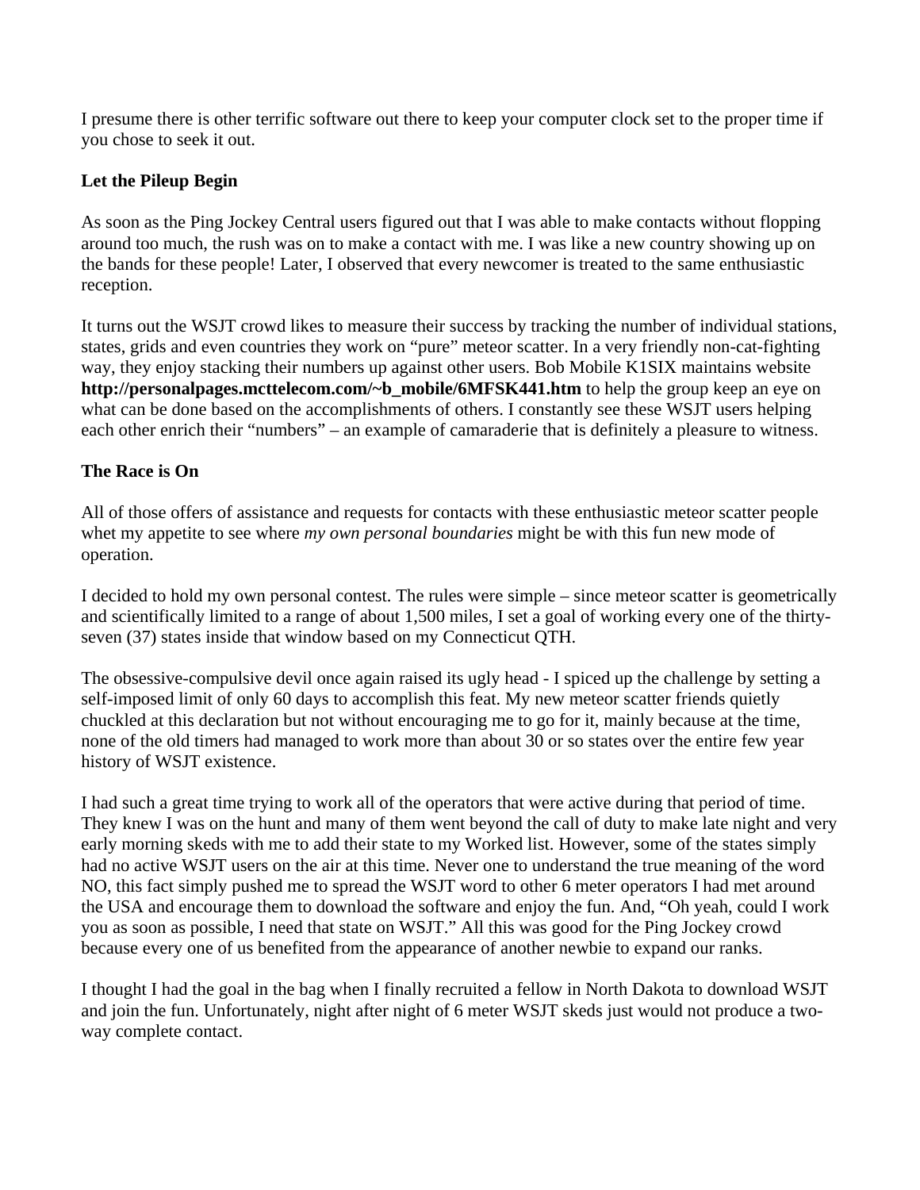I presume there is other terrific software out there to keep your computer clock set to the proper time if you chose to seek it out.

**Let the Pileup Begin**

As soon as the Ping Jockey Central users figured out that I was able to make contacts without flopping around too much, the rush was on to make a contact with me. I was like a new country showing up on the bands for these people! Later, I observed that every newcomer is treated to the same enthusiastic reception.

It turns out the WSJT crowd likes to measure their success by tracking the number of individual stations, states, grids and even countries they work on "pure" meteor scatter. In a very friendly non-cat-fighting way, they enjoy stacking their numbers up against other users. Bob Mobile K1SIX maintains website **http://personalpages.mcttelecom.com/~b_mobile/6MFSK441.htm** to help the group keep an eye on what can be done based on the accomplishments of others. I constantly see these WSJT users helping each other enrich their "numbers" – an example of camaraderie that is definitely a pleasure to witness.

**The Race is On**

All of those offers of assistance and requests for contacts with these enthusiastic meteor scatter people whet my appetite to see where *my own personal boundaries* might be with this fun new mode of operation.

I decided to hold my own personal contest. The rules were simple – since meteor scatter is geometrically and scientifically limited to a range of about 1,500 miles, I set a goal of working every one of the thirty-seven (37) states inside that window based on my Connecticut QTH.

The obsessive-compulsive devil once again raised its ugly head - I spiced up the challenge by setting a self-imposed limit of only 60 days to accomplish this feat. My new meteor scatter friends quietly chuckled at this declaration but not without encouraging me to go for it, mainly because at the time, none of the old timers had managed to work more than about 30 or so states over the entire few year history of WSJT existence.

I had such a great time trying to work all of the operators that were active during that period of time. They knew I was on the hunt and many of them went beyond the call of duty to make late night and very early morning skeds with me to add their state to my Worked list. However, some of the states simply had no active WSJT users on the air at this time. Never one to understand the true meaning of the word NO, this fact simply pushed me to spread the WSJT word to other 6 meter operators I had met around the USA and encourage them to download the software and enjoy the fun. And, "Oh yeah, could I work you as soon as possible, I need that state on WSJT." All this was good for the Ping Jockey crowd because every one of us benefited from the appearance of another newbie to expand our ranks.

I thought I had the goal in the bag when I finally recruited a fellow in North Dakota to download WSJT and join the fun. Unfortunately, night after night of 6 meter WSJT skeds just would not produce a two-way complete contact.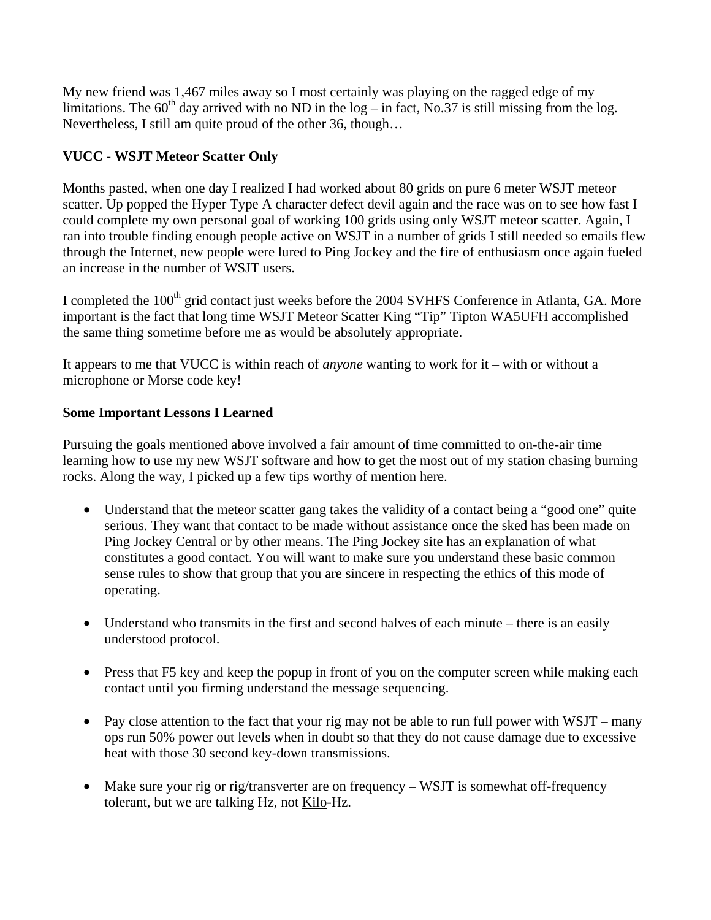My new friend was 1,467 miles away so I most certainly was playing on the ragged edge of my limitations. The 60th day arrived with no ND in the log – in fact, No.37 is still missing from the log. Nevertheless, I still am quite proud of the other 36, though…

**VUCC - WSJT Meteor Scatter Only**

Months pasted, when one day I realized I had worked about 80 grids on pure 6 meter WSJT meteor scatter. Up popped the Hyper Type A character defect devil again and the race was on to see how fast I could complete my own personal goal of working 100 grids using only WSJT meteor scatter. Again, I ran into trouble finding enough people active on WSJT in a number of grids I still needed so emails flew through the Internet, new people were lured to Ping Jockey and the fire of enthusiasm once again fueled an increase in the number of WSJT users.

I completed the 100th grid contact just weeks before the 2004 SVHFS Conference in Atlanta, GA. More important is the fact that long time WSJT Meteor Scatter King "Tip" Tipton WA5UFH accomplished the same thing sometime before me as would be absolutely appropriate.

It appears to me that VUCC is within reach of *anyone* wanting to work for it – with or without a microphone or Morse code key!

**Some Important Lessons I Learned**

Pursuing the goals mentioned above involved a fair amount of time committed to on-the-air time learning how to use my new WSJT software and how to get the most out of my station chasing burning rocks. Along the way, I picked up a few tips worthy of mention here.

- Understand that the meteor scatter gang takes the validity of a contact being a "good one" quite serious. They want that contact to be made without assistance once the sked has been made on Ping Jockey Central or by other means. The Ping Jockey site has an explanation of what constitutes a good contact. You will want to make sure you understand these basic common sense rules to show that group that you are sincere in respecting the ethics of this mode of operating.

- Understand who transmits in the first and second halves of each minute – there is an easily understood protocol.

- Press that F5 key and keep the popup in front of you on the computer screen while making each contact until you firming understand the message sequencing.

- Pay close attention to the fact that your rig may not be able to run full power with WSJT – many ops run 50% power out levels when in doubt so that they do not cause damage due to excessive heat with those 30 second key-down transmissions.

- Make sure your rig or rig/transverter are on frequency – WSJT is somewhat off-frequency tolerant, but we are talking Hz, not Kilo-Hz.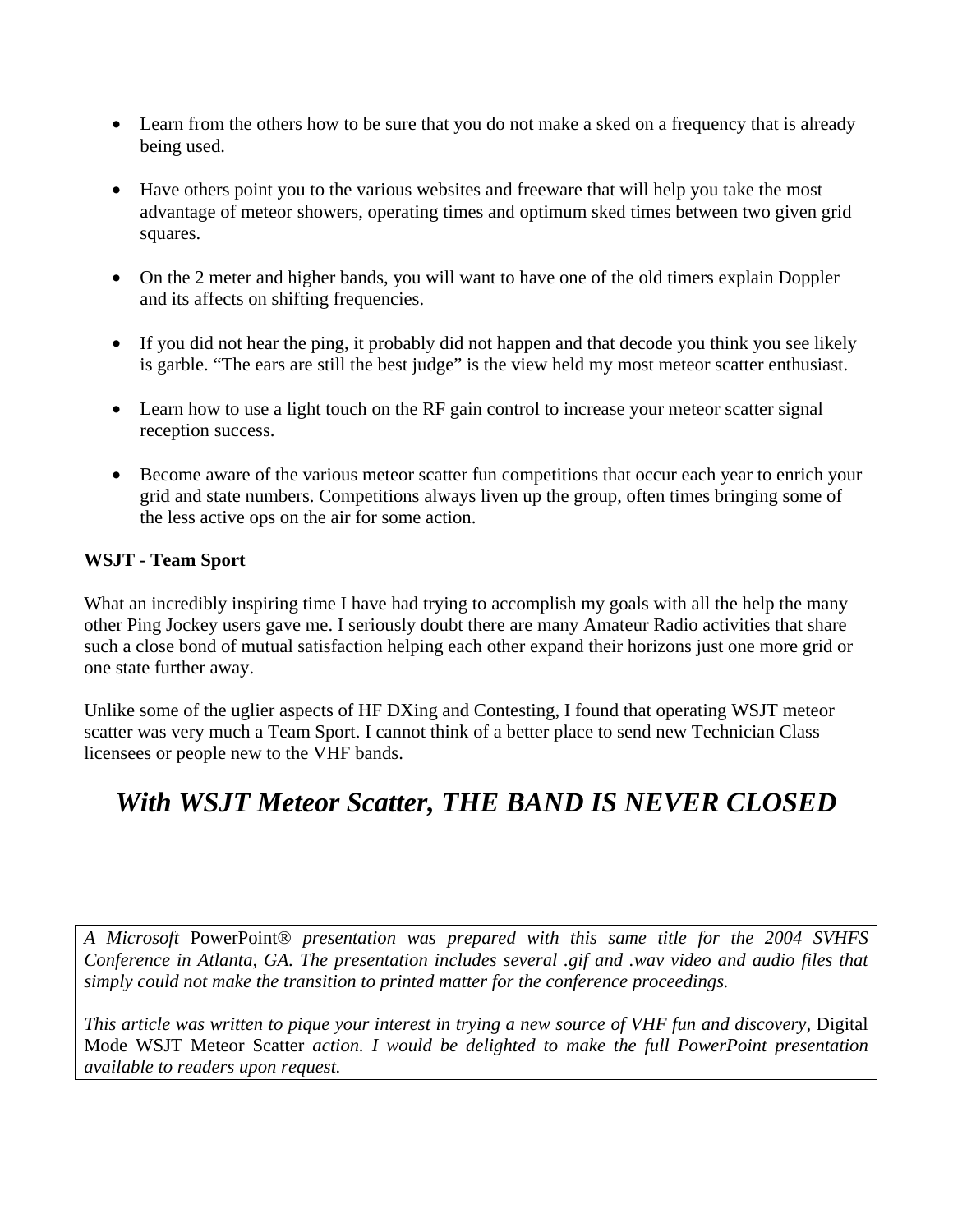- Learn from the others how to be sure that you do not make a sked on a frequency that is already being used.

- Have others point you to the various websites and freeware that will help you take the most advantage of meteor showers, operating times and optimum sked times between two given grid squares.

- On the 2 meter and higher bands, you will want to have one of the old timers explain Doppler and its affects on shifting frequencies.

- If you did not hear the ping, it probably did not happen and that decode you think you see likely is garble. “The ears are still the best judge” is the view held my most meteor scatter enthusiast.

- Learn how to use a light touch on the RF gain control to increase your meteor scatter signal reception success.

- Become aware of the various meteor scatter fun competitions that occur each year to enrich your grid and state numbers. Competitions always liven up the group, often times bringing some of the less active ops on the air for some action.

**WSJT - Team Sport**

What an incredibly inspiring time I have had trying to accomplish my goals with all the help the many other Ping Jockey users gave me. I seriously doubt there are many Amateur Radio activities that share such a close bond of mutual satisfaction helping each other expand their horizons just one more grid or one state further away.

Unlike some of the uglier aspects of HF DXing and Contesting, I found that operating WSJT meteor scatter was very much a Team Sport. I cannot think of a better place to send new Technician Class licensees or people new to the VHF bands.

## *With WSJT Meteor Scatter, THE BAND IS NEVER CLOSED*

*A Microsoft* PowerPoint® *presentation was prepared with this same title for the 2004 SVHFS Conference in Atlanta, GA. The presentation includes several .gif and .wav video and audio files that simply could not make the transition to printed matter for the conference proceedings.*

*This article was written to pique your interest in trying a new source of VHF fun and discovery,* Digital Mode WSJT Meteor Scatter *action. I would be delighted to make the full PowerPoint presentation available to readers upon request.*